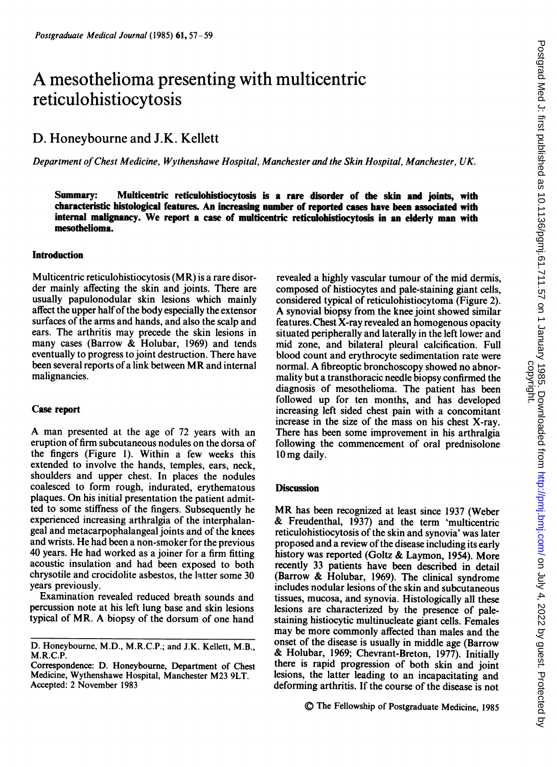# A mesothelioma presenting with multicentric reticulohistiocytosis

D. Honeybourne and J.K. Kellett

*Department of Chest Medicine, Wythenshawe Hospital, Manchester and the Skin Hospital, Manchester, UK.*

**Summary: Multicentric reticulohistiocytosis is a rare disorder of the skin and joints, with characteristic histological features. An increasing number of reported cases have been associated with internal malignancy. We report a case of multicentric reticulohistiocytosis in an elderly man with mesothelioma.**

## Introduction

Multicentric reticulohistiocytosis (MR) is a rare disorder mainly affecting the skin and joints. There are usually papulonodular skin lesions which mainly affect the upper half of the body especially the extensor surfaces of the arms and hands, and also the scalp and ears. The arthritis may precede the skin lesions in many cases (Barrow & Holubar, 1969) and tends eventually to progress to joint destruction. There have been several reports of a link between MR and internal malignancies.

## Case report

A man presented at the age of 72 years with an eruption of firm subcutaneous nodules on the dorsa of the fingers (Figure 1). Within a few weeks this extended to involve the hands, temples, ears, neck, shoulders and upper chest. In places the nodules coalesced to form rough, indurated, erythematous plaques. On his initial presentation the patient admitted to some stiffness of the fingers. Subsequently he experienced increasing arthralgia of the interphalangeal and metacarpophalangeal joints and of the knees and wrists. He had been a non-smoker for the previous 40 years. He had worked as a joiner for a firm fitting acoustic insulation and had been exposed to both chrysotile and crocidolite asbestos, the latter some 30 years previously.

Examination revealed reduced breath sounds and percussion note at his left lung base and skin lesions typical of MR. A biopsy of the dorsum of one hand revealed a highly vascular tumour of the mid dermis, composed of histiocytes and pale-staining giant cells, considered typical of reticulohistiocytoma (Figure 2). A synovial biopsy from the knee joint showed similar features. Chest X-ray revealed an homogenous opacity situated peripherally and laterally in the left lower and mid zone, and bilateral pleural calcification. Full blood count and erythrocyte sedimentation rate were normal. A fibreoptic bronchoscopy showed no abnormality but a transthoracic needle biopsy confirmed the diagnosis of mesothelioma. The patient has been followed up for ten months, and has developed increasing left sided chest pain with a concomitant increase in the size of the mass on his chest X-ray. There has been some improvement in his arthralgia following the commencement of oral prednisolone 10 mg daily.

## Discussion

MR has been recognized at least since 1937 (Weber & Freudenthal, 1937) and the term 'multicentric reticulohistiocytosis of the skin and synovia' was later proposed and a review of the disease including its early history was reported (Goltz & Laymon, 1954). More recently 33 patients have been described in detail (Barrow & Holubar, 1969). The clinical syndrome includes nodular lesions of the skin and subcutaneous tissues, mucosa, and synovia. Histologically all these lesions are characterized by the presence of pale-staining histiocytic multinucleate giant cells. Females may be more commonly affected than males and the onset of the disease is usually in middle age (Barrow & Holubar, 1969; Chevrant-Breton, 1977). Initially there is rapid progression of both skin and joint lesions, the latter leading to an incapacitating and deforming arthritis. If the course of the disease is not

D. Honeybourne, M.D., M.R.C.P.; and J.K. Kellett, M.B., M.R.C.P.

Correspondence: D. Honeybourne, Department of Chest Medicine, Wythenshawe Hospital, Manchester M23 9LT.

Accepted: 2 November 1983

© The Fellowship of Postgraduate Medicine, 1985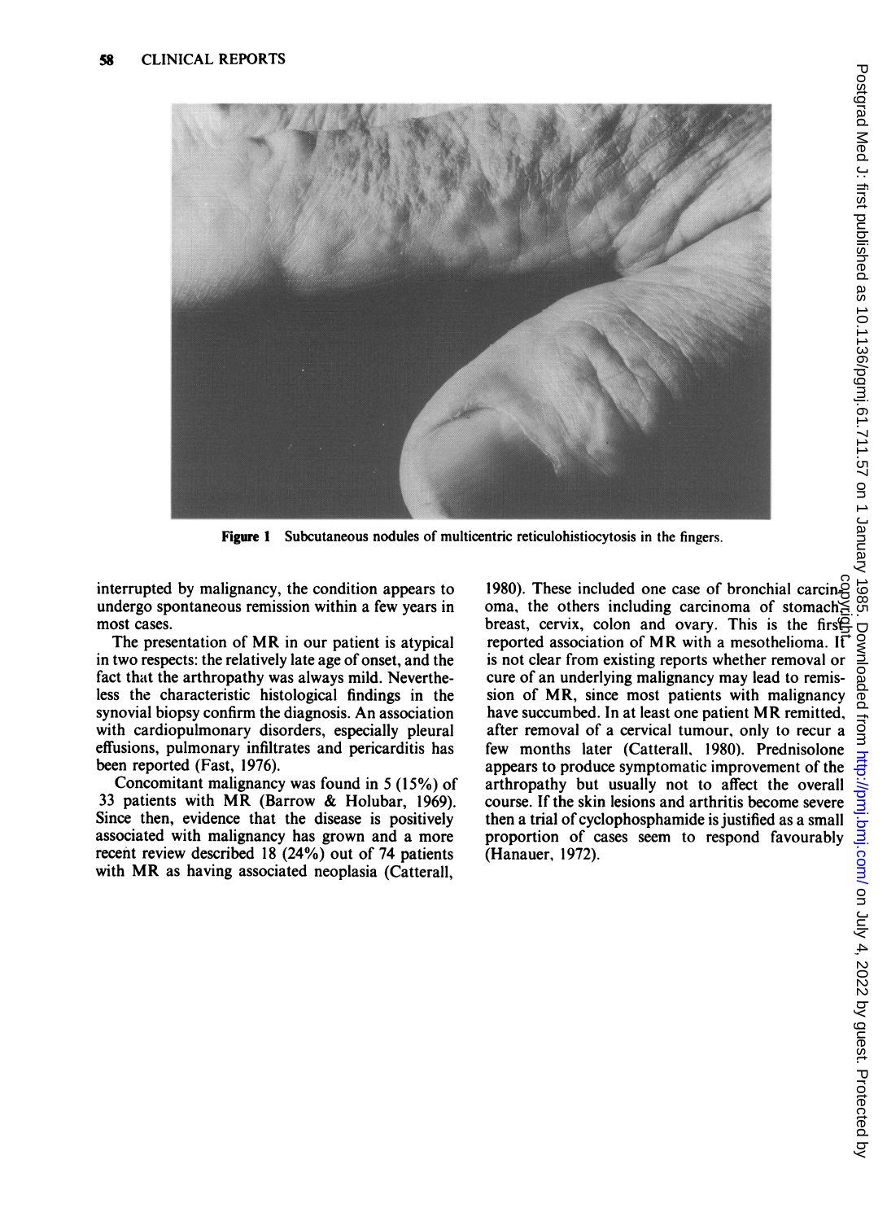Figure 1 Subcutaneous nodules of multicentric reticulohistiocytosis in the fingers.

interrupted by malignancy, the condition appears to undergo spontaneous remission within a few years in most cases.

The presentation of MR in our patient is atypical in two respects: the relatively late age of onset, and the fact that the arthropathy was always mild. Nevertheless the characteristic histological findings in the synovial biopsy confirm the diagnosis. An association with cardiopulmonary disorders, especially pleural effusions, pulmonary infiltrates and pericarditis has been reported (Fast, 1976).

Concomitant malignancy was found in 5 (15%) of 33 patients with MR (Barrow & Holubar, 1969). Since then, evidence that the disease is positively associated with malignancy has grown and a more recent review described 18 (24%) out of 74 patients with MR as having associated neoplasia (Catterall, 1980). These included one case of bronchial carcinoma, the others including carcinoma of stomach, breast, cervix, colon and ovary. This is the first reported association of MR with a mesothelioma. It is not clear from existing reports whether removal or cure of an underlying malignancy may lead to remission of MR, since most patients with malignancy have succumbed. In at least one patient MR remitted, after removal of a cervical tumour, only to recur a few months later (Catterall, 1980). Prednisolone appears to produce symptomatic improvement of the arthropathy but usually not to affect the overall course. If the skin lesions and arthritis become severe then a trial of cyclophosphamide is justified as a small proportion of cases seem to respond favourably (Hanauer, 1972).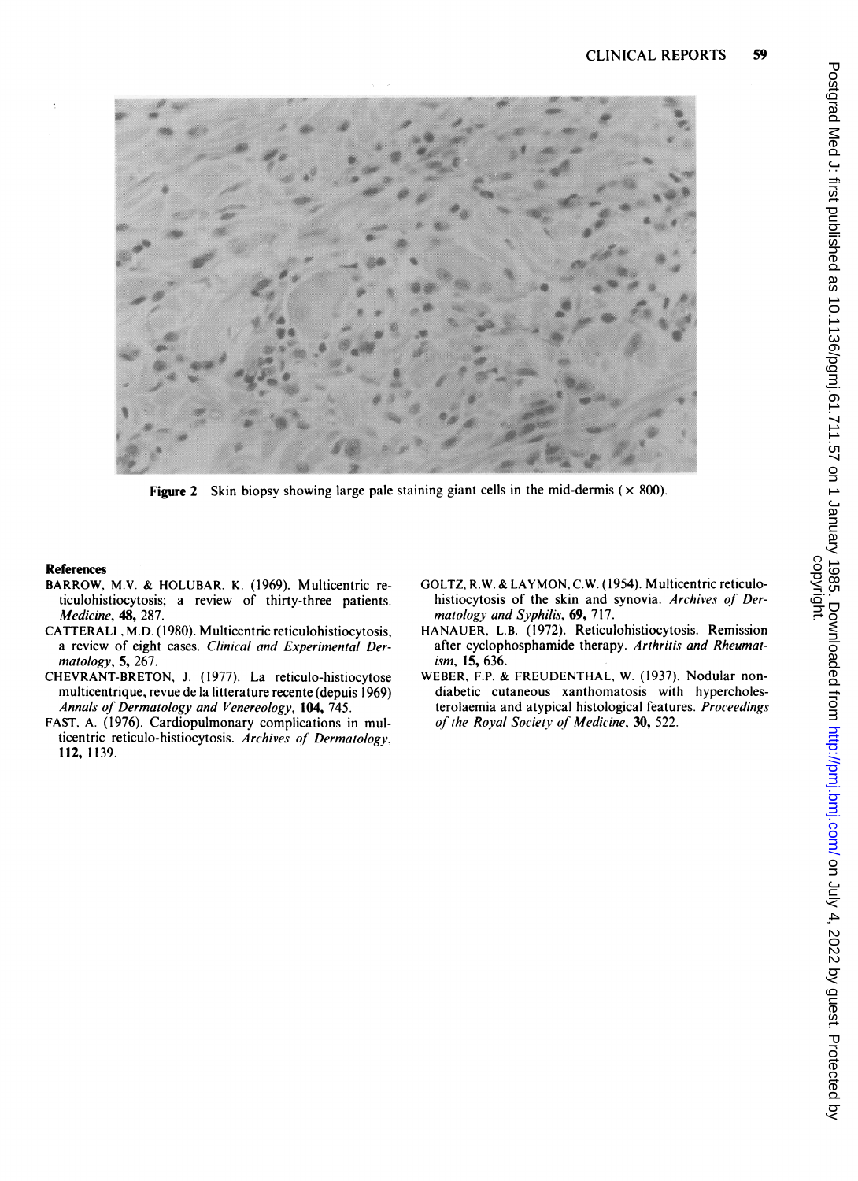Figure 2 Skin biopsy showing large pale staining giant cells in the mid-dermis (× 800).

## References

BARROW, M.V. & HOLUBAR, K. (1969). Multicentric reticulohistiocytosis; a review of thirty-three patients. *Medicine*, **48**, 287.

CATTERALI, M.D. (1980). Multicentric reticulohistiocytosis, a review of eight cases. *Clinical and Experimental Dermatology*, **5**, 267.

CHEVRANT-BRETON, J. (1977). La reticulo-histiocytose multicentrique, revue de la litterature recente (depuis 1969) *Annals of Dermatology and Venereology*, **104**, 745.

FAST, A. (1976). Cardiopulmonary complications in multicentric reticulo-histiocytosis. *Archives of Dermatology*, **112**, 1139.

GOLTZ, R.W. & LAYMON, C.W. (1954). Multicentric reticulohistiocytosis of the skin and synovia. *Archives of Dermatology and Syphilis*, **69**, 717.

HANAUER, L.B. (1972). Reticulohistiocytosis. Remission after cyclophosphamide therapy. *Arthritis and Rheumatism*, **15**, 636.

WEBER, F.P. & FREUDENTHAL, W. (1937). Nodular nondiabetic cutaneous xanthomatosis with hypercholesterolaemia and atypical histological features. *Proceedings of the Royal Society of Medicine*, **30**, 522.